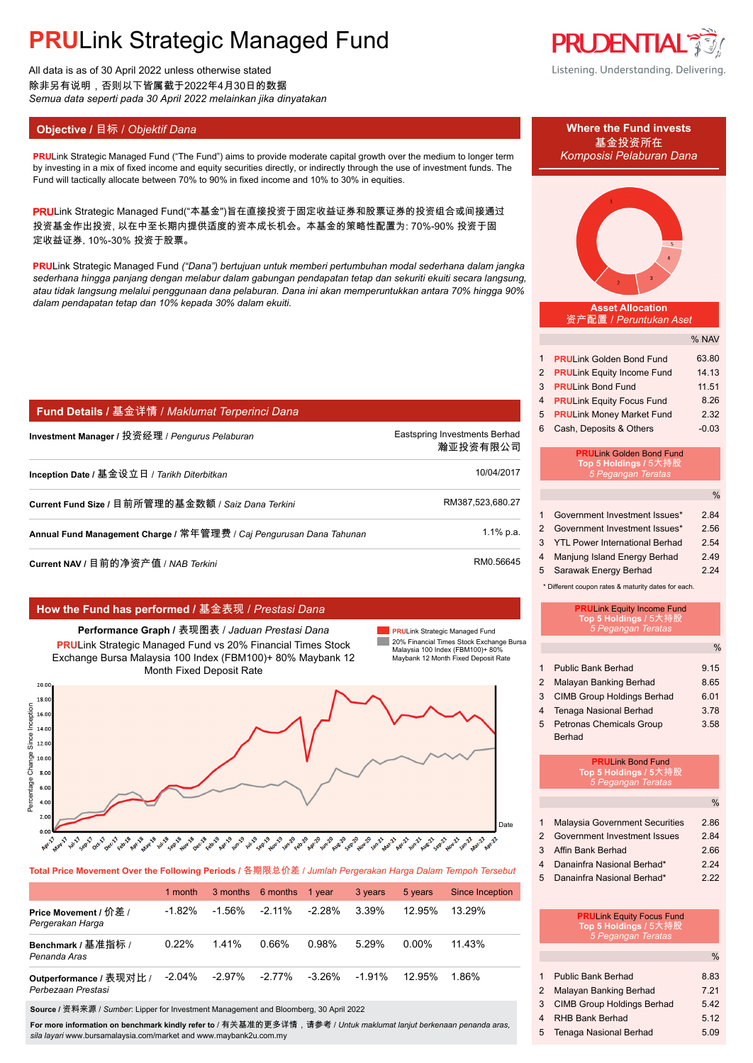# PRULink Strategic Managed Fund

All data is as of 30 April 2022 unless otherwise stated
除非另有说明，否则以下皆属截于2022年4月30日的数据
*Semua data seperti pada 30 April 2022 melainkan jika dinyatakan*

## Objective / 目标 / *Objektif Dana*

**PRU**Link Strategic Managed Fund ("The Fund") aims to provide moderate capital growth over the medium to longer term by investing in a mix of fixed income and equity securities directly, or indirectly through the use of investment funds. The Fund will tactically allocate between 70% to 90% in fixed income and 10% to 30% in equities.

**PRU**Link Strategic Managed Fund("本基金")旨在直接投资于固定收益证券和股票证券的投资组合或间接通过投资基金作出投资, 以在中至长期内提供适度的资本成长机会。本基金的策略性配置为: 70%-90% 投资于固定收益证券, 10%-30% 投资于股票。

***PRU**Link Strategic Managed Fund ("Dana") bertujuan untuk memberi pertumbuhan modal sederhana dalam jangka sederhana hingga panjang dengan melabur dalam gabungan pendapatan tetap dan sekuriti ekuiti secara langsung, atau tidak langsung melalui penggunaan dana pelaburan. Dana ini akan memperuntukkan antara 70% hingga 90% dalam pendapatan tetap dan 10% kepada 30% dalam ekuiti.*

## Fund Details / 基金详情 / *Maklumat Terperinci Dana*

| | |
|---|---|
| **Investment Manager** / 投资经理 / *Pengurus Pelaburan* | Eastspring Investments Berhad 瀚亚投资有限公司 |
| **Inception Date** / 基金设立日 / *Tarikh Diterbitkan* | 10/04/2017 |
| **Current Fund Size** / 目前所管理的基金数额 / *Saiz Dana Terkini* | RM387,523,680.27 |
| **Annual Fund Management Charge** / 常年管理费 / *Caj Pengurusan Dana Tahunan* | 1.1% p.a. |
| **Current NAV** / 目前的净资产值 / *NAB Terkini* | RM0.56645 |

## How the Fund has performed / 基金表现 / *Prestasi Dana*

**Performance Graph** / 表现图表 / *Jaduan Prestasi Dana*

**PRU**Link Strategic Managed Fund vs 20% Financial Times Stock Exchange Bursa Malaysia 100 Index (FBM100)+ 80% Maybank 12 Month Fixed Deposit Rate

Legend: **PRU**Link Strategic Managed Fund; 20% Financial Times Stock Exchange Bursa Malaysia 100 Index (FBM100)+ 80% Maybank 12 Month Fixed Deposit Rate

**Total Price Movement Over the Following Periods** / 各期限总价差 / *Jumlah Pergerakan Harga Dalam Tempoh Tersebut*

| | 1 month | 3 months | 6 months | 1 year | 3 years | 5 years | Since Inception |
|---|---|---|---|---|---|---|---|
| **Price Movement** / 价差 / *Pergerakan Harga* | -1.82% | -1.56% | -2.11% | -2.28% | 3.39% | 12.95% | 13.29% |
| **Benchmark** / 基准指标 / *Penanda Aras* | 0.22% | 1.41% | 0.66% | 0.98% | 5.29% | 0.00% | 11.43% |
| **Outperformance** / 表现对比 / *Perbezaan Prestasi* | -2.04% | -2.97% | -2.77% | -3.26% | -1.91% | 12.95% | 1.86% |

**Source** / 资料来源 / *Sumber*: Lipper for Investment Management and Bloomberg, 30 April 2022

**For more information on benchmark kindly refer to** / 有关基准的更多详情，请参考 / *Untuk maklumat lanjut berkenaan penanda aras, sila layari* www.bursamalaysia.com/market and www.maybank2u.com.my

## Where the Fund invests / 基金投资所在 / *Komposisi Pelaburan Dana*

**Asset Allocation** / 资产配置 / *Peruntukan Aset*

| | | % NAV |
|---|---|---|
| 1 | **PRU**Link Golden Bond Fund | 63.80 |
| 2 | **PRU**Link Equity Income Fund | 14.13 |
| 3 | **PRU**Link Bond Fund | 11.51 |
| 4 | **PRU**Link Equity Focus Fund | 8.26 |
| 5 | **PRU**Link Money Market Fund | 2.32 |
| 6 | Cash, Deposits & Others | -0.03 |

**PRU**Link Golden Bond Fund **Top 5 Holdings** / 5大持股 / *5 Pegangan Teratas*

| | | % |
|---|---|---|
| 1 | Government Investment Issues* | 2.84 |
| 2 | Government Investment Issues* | 2.56 |
| 3 | YTL Power International Berhad | 2.54 |
| 4 | Manjung Island Energy Berhad | 2.49 |
| 5 | Sarawak Energy Berhad | 2.24 |

\* Different coupon rates & maturity dates for each.

**PRU**Link Equity Income Fund **Top 5 Holdings** / 5大持股 / *5 Pegangan Teratas*

| | | % |
|---|---|---|
| 1 | Public Bank Berhad | 9.15 |
| 2 | Malayan Banking Berhad | 8.65 |
| 3 | CIMB Group Holdings Berhad | 6.01 |
| 4 | Tenaga Nasional Berhad | 3.78 |
| 5 | Petronas Chemicals Group Berhad | 3.58 |

**PRU**Link Bond Fund **Top 5 Holdings** / 5大持股 / *5 Pegangan Teratas*

| | | % |
|---|---|---|
| 1 | Malaysia Government Securities | 2.86 |
| 2 | Government Investment Issues | 2.84 |
| 3 | Affin Bank Berhad | 2.66 |
| 4 | Danainfra Nasional Berhad* | 2.24 |
| 5 | Danainfra Nasional Berhad* | 2.22 |

**PRU**Link Equity Focus Fund **Top 5 Holdings** / 5大持股 / *5 Pegangan Teratas*

| | | % |
|---|---|---|
| 1 | Public Bank Berhad | 8.83 |
| 2 | Malayan Banking Berhad | 7.21 |
| 3 | CIMB Group Holdings Berhad | 5.42 |
| 4 | RHB Bank Berhad | 5.12 |
| 5 | Tenaga Nasional Berhad | 5.09 |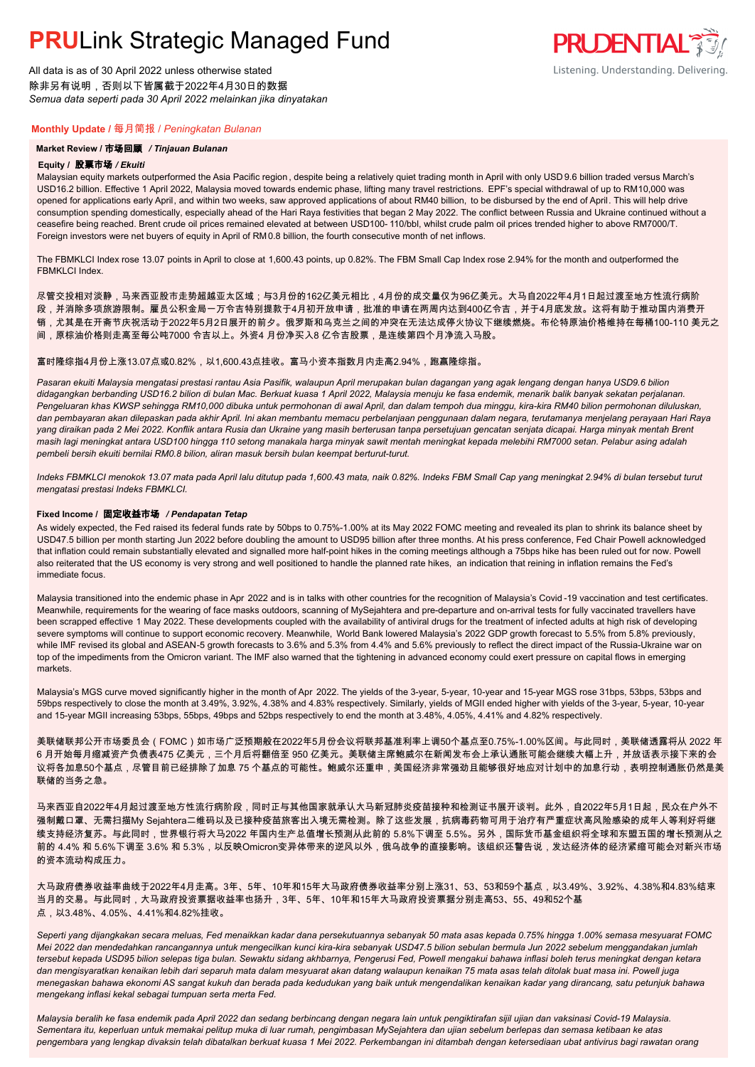# PRULink Strategic Managed Fund

All data is as of 30 April 2022 unless otherwise stated
除非另有说明，否则以下皆属截于2022年4月30日的数据
*Semua data seperti pada 30 April 2022 melainkan jika dinyatakan*

## Monthly Update / 每月简报 / *Peningkatan Bulanan*

### Market Review / 市场回顾 / *Tinjauan Bulanan*

#### Equity / 股票市场 / *Ekuiti*

Malaysian equity markets outperformed the Asia Pacific region, despite being a relatively quiet trading month in April with only USD 9.6 billion traded versus March's USD16.2 billion. Effective 1 April 2022, Malaysia moved towards endemic phase, lifting many travel restrictions. EPF's special withdrawal of up to RM10,000 was opened for applications early April, and within two weeks, saw approved applications of about RM40 billion, to be disbursed by the end of April. This will help drive consumption spending domestically, especially ahead of the Hari Raya festivities that began 2 May 2022. The conflict between Russia and Ukraine continued without a ceasefire being reached. Brent crude oil prices remained elevated at between USD100- 110/bbl, whilst crude palm oil prices trended higher to above RM7000/T. Foreign investors were net buyers of equity in April of RM0.8 billion, the fourth consecutive month of net inflows.

The FBMKLCI Index rose 13.07 points in April to close at 1,600.43 points, up 0.82%. The FBM Small Cap Index rose 2.94% for the month and outperformed the FBMKLCI Index.

尽管交投相对淡静，马来西亚股市走势超越亚太区域；与3月份的162亿美元相比，4月份的成交量仅为96亿美元。大马自2022年4月1日起过渡至地方性流行病阶段，并消除多项旅游限制。雇员公积金局一万令吉特别提款于4月初开放申请，批准的申请在两周内达到约400亿令吉，并于4月底发放。这将有助于推动国内消费开销，尤其是在开斋节庆祝活动于2022年5月2日展开的前夕。俄罗斯和乌克兰之间的冲突在无法达成停火协议下继续燃烧。布伦特原油价格维持在每桶100-110 美元之间，原棕油价格则走高至每公吨7000 令吉以上。外资4 月份净买入8 亿令吉股票，是连续第四个月净流入马股。

富时隆综指4月份上涨13.07点或0.82%，以1,600.43点挂收。富马小资本指数月内走高2.94%，跑赢隆综指。

*Pasaran ekuiti Malaysia mengatasi prestasi rantau Asia Pasifik, walaupun April merupakan bulan dagangan yang agak lengang dengan hanya USD9.6 bilion didagangkan berbanding USD16.2 bilion di bulan Mac. Berkuat kuasa 1 April 2022, Malaysia menuju ke fasa endemik, menarik balik banyak sekatan perjalanan. Pengeluaran khas KWSP sehingga RM10,000 dibuka untuk permohonan di awal April, dan dalam tempoh dua minggu, kira-kira RM40 bilion permohonan diluluskan, dan pembayaran akan dilepaskan pada akhir April. Ini akan membantu memacu perbelanjaan penggunaan dalam negara, terutamanya menjelang perayaan Hari Raya yang diraikan pada 2 Mei 2022. Konflik antara Rusia dan Ukraine yang masih berterusan tanpa persetujuan gencatan senjata dicapai. Harga minyak mentah Brent masih lagi meningkat antara USD100 hingga 110 setong manakala harga minyak sawit mentah meningkat kepada melebihi RM7000 setan. Pelabur asing adalah pembeli bersih ekuiti bernilai RM0.8 bilion, aliran masuk bersih bulan keempat berturut-turut.*

*Indeks FBMKLCI menokok 13.07 mata pada April lalu ditutup pada 1,600.43 mata, naik 0.82%. Indeks FBM Small Cap yang meningkat 2.94% di bulan tersebut turut mengatasi prestasi Indeks FBMKLCI.*

#### Fixed Income / 固定收益市场 / *Pendapatan Tetap*

As widely expected, the Fed raised its federal funds rate by 50bps to 0.75%-1.00% at its May 2022 FOMC meeting and revealed its plan to shrink its balance sheet by USD47.5 billion per month starting Jun 2022 before doubling the amount to USD95 billion after three months. At his press conference, Fed Chair Powell acknowledged that inflation could remain substantially elevated and signalled more half-point hikes in the coming meetings although a 75bps hike has been ruled out for now. Powell also reiterated that the US economy is very strong and well positioned to handle the planned rate hikes, an indication that reining in inflation remains the Fed's immediate focus.

Malaysia transitioned into the endemic phase in Apr 2022 and is in talks with other countries for the recognition of Malaysia's Covid-19 vaccination and test certificates. Meanwhile, requirements for the wearing of face masks outdoors, scanning of MySejahtera and pre-departure and on-arrival tests for fully vaccinated travellers have been scrapped effective 1 May 2022. These developments coupled with the availability of antiviral drugs for the treatment of infected adults at high risk of developing severe symptoms will continue to support economic recovery. Meanwhile, World Bank lowered Malaysia's 2022 GDP growth forecast to 5.5% from 5.8% previously, while IMF revised its global and ASEAN-5 growth forecasts to 3.6% and 5.3% from 4.4% and 5.6% previously to reflect the direct impact of the Russia-Ukraine war on top of the impediments from the Omicron variant. The IMF also warned that the tightening in advanced economy could exert pressure on capital flows in emerging markets.

Malaysia's MGS curve moved significantly higher in the month of Apr 2022. The yields of the 3-year, 5-year, 10-year and 15-year MGS rose 31bps, 53bps, 53bps and 59bps respectively to close the month at 3.49%, 3.92%, 4.38% and 4.83% respectively. Similarly, yields of MGII ended higher with yields of the 3-year, 5-year, 10-year and 15-year MGII increasing 53bps, 55bps, 49bps and 52bps respectively to end the month at 3.48%, 4.05%, 4.41% and 4.82% respectively.

美联储联邦公开市场委员会（FOMC）如市场广泛预期般在2022年5月份会议将联邦基准利率上调50个基点至0.75%-1.00%区间。与此同时，美联储透露将从 2022 年 6 月开始每月缩减资产负债表475 亿美元，三个月后将翻倍至 950 亿美元。美联储主席鲍威尔在新闻发布会上承认通胀可能会继续大幅上升，并放话表示接下来的会议将各加息50个基点，尽管目前已经排除了加息 75 个基点的可能性。鲍威尔还重申，美国经济非常强劲且能够很好地应对计划中的加息行动，表明控制通胀仍然是美联储的当务之急。

马来西亚自2022年4月起过渡至地方性流行病阶段，同时正与其他国家就承认大马新冠肺炎疫苗接种和检测证书展开谈判。此外，自2022年5月1日起，民众在户外不强制戴口罩、无需扫描My Sejahtera二维码以及已接种疫苗旅客出入境无需检测。除了这些发展，抗病毒药物可用于治疗有严重症状高风险感染的成年人等利好将继续支持经济复苏。与此同时，世界银行将大马2022 年国内生产总值增长预测从此前的 5.8%下调至 5.5%。另外，国际货币基金组织将全球和东盟五国的增长预测从之前的 4.4% 和 5.6%下调至 3.6% 和 5.3%，以反映Omicron变异体带来的逆风以外，俄乌战争的直接影响。该组织还警告说，发达经济体的经济紧缩可能会对新兴市场的资本流动构成压力。

大马政府债券收益率曲线于2022年4月走高。3年、5年、10年和15年大马政府债券收益率分别上涨31、53、53和59个基点，以3.49%、3.92%、4.38%和4.83%结束当月的交易。与此同时，大马政府投资票据收益率也扬升，3年、5年、10年和15年大马政府投资票据分别走高53、55、49和52个基点，以3.48%、4.05%、4.41%和4.82%挂收。

*Seperti yang dijangkakan secara meluas, Fed menaikkan kadar dana persekutuannya sebanyak 50 mata asas kepada 0.75% hingga 1.00% semasa mesyuarat FOMC Mei 2022 dan mendedahkan rancangannya untuk mengecilkan kunci kira-kira sebanyak USD47.5 bilion sebulan bermula Jun 2022 sebelum menggandakan jumlah tersebut kepada USD95 bilion selepas tiga bulan. Sewaktu sidang akhbarnya, Pengerusi Fed, Powell mengakui bahawa inflasi boleh terus meningkat dengan ketara dan mengisyaratkan kenaikan lebih dari separuh mata dalam mesyuarat akan datang walaupun kenaikan 75 mata asas telah ditolak buat masa ini. Powell juga menegaskan bahawa ekonomi AS sangat kukuh dan berada pada kedudukan yang baik untuk mengendalikan kenaikan kadar yang dirancang, satu petunjuk bahawa mengekang inflasi kekal sebagai tumpuan serta merta Fed.*

*Malaysia beralih ke fasa endemik pada April 2022 dan sedang berbincang dengan negara lain untuk pengiktirafan sijil ujian dan vaksinasi Covid-19 Malaysia. Sementara itu, keperluan untuk memakai pelitup muka di luar rumah, pengimbasan MySejahtera dan ujian sebelum berlepas dan semasa ketibaan ke atas pengembara yang lengkap divaksin telah dibatalkan berkuat kuasa 1 Mei 2022. Perkembangan ini ditambah dengan ketersediaan ubat antivirus bagi rawatan orang*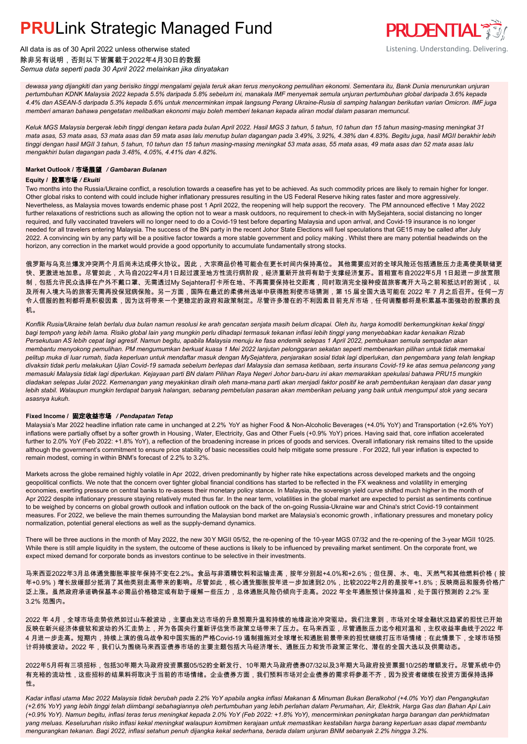*dewasa yang dijangkiti dan yang berisiko tinggi mengalami gejala teruk akan terus menyokong pemulihan ekonomi. Sementara itu, Bank Dunia menurunkan unjuran pertumbuhan KDNK Malaysia 2022 kepada 5.5% daripada 5.8% sebelum ini, manakala IMF menyemak semula unjuran pertumbuhan global daripada 3.6% kepada 4.4% dan ASEAN-5 daripada 5.3% kepada 5.6% untuk mencerminkan impak langsung Perang Ukraine-Rusia di samping halangan berikutan varian Omicron. IMF juga memberi amaran bahawa pengetatan melibatkan ekonomi maju boleh memberi tekanan kepada aliran modal dalam pasaran memuncul.*

*Keluk MGS Malaysia bergerak lebih tinggi dengan ketara pada bulan April 2022. Hasil MGS 3 tahun, 5 tahun, 10 tahun dan 15 tahun masing-masing meningkat 31 mata asas, 53 mata asas, 53 mata asas dan 59 mata asas lalu menutup bulan dagangan pada 3.49%, 3.92%, 4.38% dan 4.83%. Begitu juga, hasil MGII berakhir lebih tinggi dengan hasil MGII 3 tahun, 5 tahun, 10 tahun dan 15 tahun masing-masing meningkat 53 mata asas, 55 mata asas, 49 mata asas dan 52 mata asas lalu mengakhiri bulan dagangan pada 3.48%, 4.05%, 4.41% dan 4.82%.*

### Market Outlook / 市场展望 / *Gambaran Bulanan*

#### Equity / 股票市场 / *Ekuiti*

Two months into the Russia/Ukraine conflict, a resolution towards a ceasefire has yet to be achieved. As such commodity prices are likely to remain higher for longer. Other global risks to contend with could include higher inflationary pressures resulting in the US Federal Reserve hiking rates faster and more aggressively. Nevertheless, as Malaysia moves towards endemic phase post 1 April 2022, the reopening will help support the recovery. The PM announced effective 1 May 2022 further relaxations of restrictions such as allowing the option not to wear a mask outdoors, no requirement to check-in with MySejahtera, social distancing no longer required, and fully vaccinated travelers will no longer need to do a Covid-19 test before departing Malaysia and upon arrival, and Covid-19 insurance is no longer needed for all travelers entering Malaysia. The success of the BN party in the recent Johor State Elections will fuel speculations that GE15 may be called after July 2022. A convincing win by any party will be a positive factor towards a more stable government and policy making . Whilst there are many potential headwinds on the horizon, any correction in the market would provide a good opportunity to accumulate fundamentally strong stocks.

俄罗斯与乌克兰爆发冲突两个月后尚未达成停火协议。因此，大宗商品价格可能会在更长时间内保持高位。 其他需要应对的全球风险还包括通胀压力走高使美联储更快、更激进地加息。尽管如此，大马自2022年4月1日起过渡至地方性流行病阶段，经济重新开放将有助于支撑经济复苏。首相宣布自2022年5月 1日起进一步放宽限制，包括允许民众选择在户外不戴口罩、无需透过My Sejahtera打卡所在地、不再需要保持社交距离，同时取消完全接种疫苗旅客离开大马之前和抵达时的测试，以及所有入境大马的旅客无需再投保冠病保险。另一方面，国阵在最近的柔佛州选举中获得胜利使市场猜测，第 15 届全国大选可能在 2022 年 7 月之后召开。任何一方令人信服的胜利都将是积极因素，因为这将带来一个更稳定的政府和政策制定。尽管许多潜在的不利因素目前充斥市场，任何调整都将是积累基本面强劲的股票的良机。

*Konflik Rusia/Ukraine telah berlalu dua bulan namun resolusi ke arah gencatan senjata masih belum dicapai. Oleh itu, harga komoditi berkemungkinan kekal tinggi bagi tempoh yang lebih lama. Risiko global lain yang mungkin perlu dihadapi termasuk tekanan inflasi lebih tinggi yang menyebabkan kadar kenaikan Rizab Persekutuan AS lebih cepat lagi agresif. Namun begitu, apabila Malaysia menuju ke fasa endemik selepas 1 April 2022, pembukaan semula sempadan akan membantu menyokong pemulihan. PM mengumumkan berkuat kuasa 1 Mei 2022 lanjutan pelonggaran sekatan seperti membenarkan pilihan untuk tidak memakai pelitup muka di luar rumah, tiada keperluan untuk mendaftar masuk dengan MySejahtera, penjarakan sosial tidak lagi diperlukan, dan pengembara yang telah lengkap divaksin tidak perlu melakukan Ujian Covid-19 samada sebelum berlepas dari Malaysia dan semasa ketibaan, serta insurans Covid-19 ke atas semua pelancong yang memasuki Malaysia tidak lagi diperlukan. Kejayaan parti BN dalam Pilihan Raya Negeri Johor baru-baru ini akan memarakkan spekulasi bahawa PRU15 mungkin diadakan selepas Julai 2022. Kemenangan yang meyakinkan diraih oleh mana-mana parti akan menjadi faktor positif ke arah pembentukan kerajaan dan dasar yang lebih stabil. Walaupun mungkin terdapat banyak halangan, sebarang pembetulan pasaran akan memberikan peluang yang baik untuk mengumpul stok yang secara asasnya kukuh.*

#### Fixed Income / 固定收益市场 / *Pendapatan Tetap*

Malaysia's Mar 2022 headline inflation rate came in unchanged at 2.2% YoY as higher Food & Non-Alcoholic Beverages (+4.0% YoY) and Transportation (+2.6% YoY) inflations were partially offset by a softer growth in Housing , Water, Electricity, Gas and Other Fuels (+0.9% YoY) prices. Having said that, core inflation accelerated further to 2.0% YoY (Feb 2022: +1.8% YoY), a reflection of the broadening increase in prices of goods and services. Overall inflationary risk remains tilted to the upside although the government's commitment to ensure price stability of basic necessities could help mitigate some pressure . For 2022, full year inflation is expected to remain modest, coming in within BNM's forecast of 2.2% to 3.2%.

Markets across the globe remained highly volatile in Apr 2022, driven predominantly by higher rate hike expectations across developed markets and the ongoing geopolitical conflicts. We note that the concern over tighter global financial conditions has started to be reflected in the FX weakness and volatility in emerging economies, exerting pressure on central banks to re-assess their monetary policy stance. In Malaysia, the sovereign yield curve shifted much higher in the month of Apr 2022 despite inflationary pressure staying relatively muted thus far. In the near term, volatilities in the global market are expected to persist as sentiments continue to be weighed by concerns on global growth outlook and inflation outlook on the back of the on-going Russia-Ukraine war and China's strict Covid-19 containment measures. For 2022, we believe the main themes surrounding the Malaysian bond market are Malaysia's economic growth , inflationary pressures and monetary policy normalization, potential general elections as well as the supply-demand dynamics.

There will be three auctions in the month of May 2022, the new 30Y MGII 05/52, the re-opening of the 10-year MGS 07/32 and the re-opening of the 3-year MGII 10/25. While there is still ample liquidity in the system, the outcome of these auctions is likely to be influenced by prevailing market sentiment. On the corporate front, we expect mixed demand for corporate bonds as investors continue to be selective in their investments.

马来西亚2022年3月总体通货膨胀率按年保持不变在2.2%。食品与非酒精饮料和运输走高，按年分别起+4.0%和+2.6%；但住房、水、电、天然气和其他燃料价格（按年+0.9%）增长放缓部分抵消了其他类别走高带来的影响。尽管如此，核心通货膨胀按年进一步加速到2.0%，比较2022年2月的是按年+1.8%；反映商品和服务价格广泛上涨。虽然政府承诺确保基本必需品价格稳定或有助于缓解一些压力，总体通胀风险仍倾向于走高。2022 年全年通胀预计保持温和，处于国行预测的 2.2% 至 3.2% 范围内。

2022 年 4月，全球市场走势依然如过山车般波动，主要由发达市场的升息预期升温和持续的地缘政治冲突驱动。我们注意到，市场对全球金融状况趋紧的担忧已开始反映在新兴经济体疲软和波动的外汇走势上，并为各国央行重新评估货币政策立场带来了压力。在马来西亚，尽管通胀压力迄今相对温和，主权收益率曲线于2022 年 4 月进一步走高。短期内，持续上演的俄乌战争和中国实施的严格Covid-19 遏制措施对全球增长和通胀前景带来的担忧继续打压市场情绪；在此情景下，全球市场预计将持续波动。2022 年，我们认为围绕马来西亚债券市场的主要主题包括大马经济增长、通胀压力和货币政策正常化、潜在的全国大选以及供需动态。

2022年5月将有三项招标，包括30年期大马政府投资票据05/52的全新发行、10年期大马政府债券07/32以及3年期大马政府投资票据10/25的增额发行。尽管系统中仍有充裕的流动性，这些招标的结果料将取决于当前的市场情绪。企业债券方面，我们预料市场对企业债券的需求将参差不齐，因为投资者继续在投资方面保持选择性。

*Kadar inflasi utama Mac 2022 Malaysia tidak berubah pada 2.2% YoY apabila angka inflasi Makanan & Minuman Bukan Beralkohol (+4.0% YoY) dan Pengangkutan (+2.6% YoY) yang lebih tinggi telah diimbangi sebahagiannya oleh pertumbuhan yang lebih perlahan dalam Perumahan, Air, Elektrik, Harga Gas dan Bahan Api Lain (+0.9% YoY). Namun begitu, inflasi teras terus meningkat kepada 2.0% YoY (Feb 2022: +1.8% YoY), mencerminkan peningkatan harga barangan dan perkhidmatan yang meluas. Keseluruhan risiko inflasi kekal meningkat walaupun komitmen kerajaan untuk memastikan kestabilan harga barang keperluan asas dapat membantu mengurangkan tekanan. Bagi 2022, inflasi setahun penuh dijangka kekal sederhana, berada dalam unjuran BNM sebanyak 2.2% hingga 3.2%.*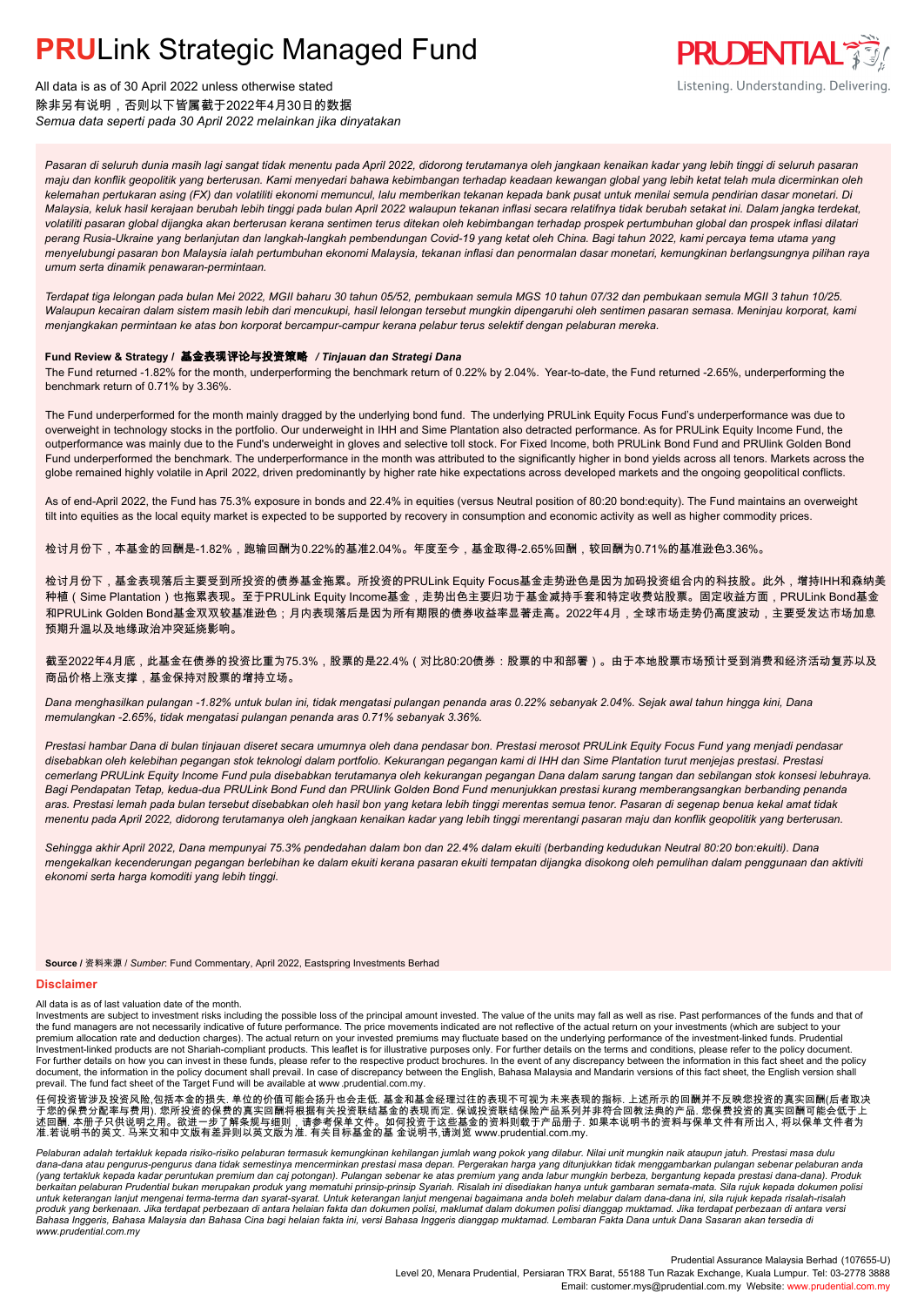# PRULink Strategic Managed Fund

All data is as of 30 April 2022 unless otherwise stated
除非另有说明，否则以下皆属截于2022年4月30日的数据
*Semua data seperti pada 30 April 2022 melainkan jika dinyatakan*

*Pasaran di seluruh dunia masih lagi sangat tidak menentu pada April 2022, didorong terutamanya oleh jangkaan kenaikan kadar yang lebih tinggi di seluruh pasaran maju dan konflik geopolitik yang berterusan. Kami menyedari bahawa kebimbangan terhadap keadaan kewangan global yang lebih ketat telah mula dicerminkan oleh kelemahan pertukaran asing (FX) dan volatiliti ekonomi memuncul, lalu memberikan tekanan kepada bank pusat untuk menilai semula pendirian dasar monetari. Di Malaysia, keluk hasil kerajaan berubah lebih tinggi pada bulan April 2022 walaupun tekanan inflasi secara relatifnya tidak berubah setakat ini. Dalam jangka terdekat, volatiliti pasaran global dijangka akan berterusan kerana sentimen terus ditekan oleh kebimbangan terhadap prospek pertumbuhan global dan prospek inflasi dilatari perang Rusia-Ukraine yang berlanjutan dan langkah-langkah pembendungan Covid-19 yang ketat oleh China. Bagi tahun 2022, kami percaya tema utama yang menyelubungi pasaran bon Malaysia ialah pertumbuhan ekonomi Malaysia, tekanan inflasi dan penormalan dasar monetari, kemungkinan berlangsungnya pilihan raya umum serta dinamik penawaran-permintaan.*

*Terdapat tiga lelongan pada bulan Mei 2022, MGII baharu 30 tahun 05/52, pembukaan semula MGS 10 tahun 07/32 dan pembukaan semula MGII 3 tahun 10/25. Walaupun kecairan dalam sistem masih lebih dari mencukupi, hasil lelongan tersebut mungkin dipengaruhi oleh sentimen pasaran semasa. Meninjau korporat, kami menjangkakan permintaan ke atas bon korporat bercampur-campur kerana pelabur terus selektif dengan pelaburan mereka.*

**Fund Review & Strategy / 基金表现评论与投资策略 / *Tinjauan dan Strategi Dana***

The Fund returned -1.82% for the month, underperforming the benchmark return of 0.22% by 2.04%. Year-to-date, the Fund returned -2.65%, underperforming the benchmark return of 0.71% by 3.36%.

The Fund underperformed for the month mainly dragged by the underlying bond fund. The underlying PRULink Equity Focus Fund's underperformance was due to overweight in technology stocks in the portfolio. Our underweight in IHH and Sime Plantation also detracted performance. As for PRULink Equity Income Fund, the outperformance was mainly due to the Fund's underweight in gloves and selective toll stock. For Fixed Income, both PRULink Bond Fund and PRULink Golden Bond Fund underperformed the benchmark. The underperformance in the month was attributed to the significantly higher in bond yields across all tenors. Markets across the globe remained highly volatile in April 2022, driven predominantly by higher rate hike expectations across developed markets and the ongoing geopolitical conflicts.

As of end-April 2022, the Fund has 75.3% exposure in bonds and 22.4% in equities (versus Neutral position of 80:20 bond:equity). The Fund maintains an overweight tilt into equities as the local equity market is expected to be supported by recovery in consumption and economic activity as well as higher commodity prices.

检讨月份下，本基金的回酬是-1.82%，跑输回酬为0.22%的基准2.04%。年度至今，基金取得-2.65%回酬，较回酬为0.71%的基准逊色3.36%。

检讨月份下，基金表现落后主要受到所投资的债券基金拖累。所投资的PRULink Equity Focus基金走势逊色是因为加码投资组合内的科技股。此外，增持IHH和森纳美种植（Sime Plantation）也拖累表现。至于PRULink Equity Income基金，走势出色主要归功于基金减持手套和特定收费站股票。固定收益方面，PRULink Bond基金和PRULink Golden Bond基金双双较基准逊色；月内表现落后是因为所有期限的债券收益率显著走高。2022年4月，全球市场走势仍高度波动，主要受发达市场加息预期升温以及地缘政治冲突延烧影响。

截至2022年4月底，此基金在债券的投资比重为75.3%，股票的是22.4%（对比80:20债券：股票的中和部署）。由于本地股票市场预计受到消费和经济活动复苏以及商品价格上涨支撑，基金保持对股票的增持立场。

*Dana menghasilkan pulangan -1.82% untuk bulan ini, tidak mengatasi pulangan penanda aras 0.22% sebanyak 2.04%. Sejak awal tahun hingga kini, Dana memulangkan -2.65%, tidak mengatasi pulangan penanda aras 0.71% sebanyak 3.36%.*

*Prestasi hambar Dana di bulan tinjauan diseret secara umumnya oleh dana pendasar bon. Prestasi merosot PRULink Equity Focus Fund yang menjadi pendasar disebabkan oleh kelebihan pegangan stok teknologi dalam portfolio. Kekurangan pegangan kami di IHH dan Sime Plantation turut menjejas prestasi. Prestasi cemerlang PRULink Equity Income Fund pula disebabkan terutamanya oleh kekurangan pegangan Dana dalam sarung tangan dan sebilangan stok konsesi lebuhraya. Bagi Pendapatan Tetap, kedua-dua PRULink Bond Fund dan PRUlink Golden Bond Fund menunjukkan prestasi kurang memberangsangkan berbanding penanda aras. Prestasi lemah pada bulan tersebut disebabkan oleh hasil bon yang ketara lebih tinggi merentas semua tenor. Pasaran di segenap benua kekal amat tidak menentu pada April 2022, didorong terutamanya oleh jangkaan kenaikan kadar yang lebih tinggi merentangi pasaran maju dan konflik geopolitik yang berterusan.*

*Sehingga akhir April 2022, Dana mempunyai 75.3% pendedahan dalam bon dan 22.4% dalam ekuiti (berbanding kedudukan Neutral 80:20 bon:ekuiti). Dana mengekalkan kecenderungan pegangan berlebihan ke dalam ekuiti kerana pasaran ekuiti tempatan dijangka disokong oleh pemulihan dalam penggunaan dan aktiviti ekonomi serta harga komoditi yang lebih tinggi.*

**Source** / 资料来源 / *Sumber*: Fund Commentary, April 2022, Eastspring Investments Berhad

## Disclaimer

All data is as of last valuation date of the month.
Investments are subject to investment risks including the possible loss of the principal amount invested. The value of the units may fall as well as rise. Past performances of the funds and that of the fund managers are not necessarily indicative of future performance. The price movements indicated are not reflective of the actual return on your investments (which are subject to your premium allocation rate and deduction charges). The actual return on your invested premiums may fluctuate based on the underlying performance of the investment-linked funds. Prudential Investment-linked products are not Shariah-compliant products. This leaflet is for illustrative purposes only. For further details on the terms and conditions, please refer to the policy document. For further details on how you can invest in these funds, please refer to the respective product brochures. In the event of any discrepancy between the information in this fact sheet and the policy document, the information in the policy document shall prevail. In case of discrepancy between the English, Bahasa Malaysia and Mandarin versions of this fact sheet, the English version shall prevail. The fund fact sheet of the Target Fund will be available at www.prudential.com.my.

任何投资皆涉及投资风险,包括本金的损失. 单位的价值可能会扬升也会走低. 基金和基金经理过往的表现不可视为未来表现的指标. 上述所示的回酬并不反映您投资的真实回酬(后者取决于您的保费分配率与费用). 您所投资的保费的真实回酬将根据有关投资联结基金的表现而定. 保诚投资联结保险产品系列并非符合回教法典的产品. 您保费投资的真实回酬可能会低于上述回酬. 本册子只供说明之用。欲进一步了解条规与细则，请参考保单文件。如何投资于这些基金的资料则载于产品册子. 如果本说明书的资料与保单文件有所出入, 将以保单文件者为准.若说明书的英文. 马来文和中文版有差异则以英文版为准. 有关目标基金的基 金说明书,请浏览 www.prudential.com.my.

*Pelaburan adalah tertakluk kepada risiko-risiko pelaburan termasuk kemungkinan kehilangan jumlah wang pokok yang dilabur. Nilai unit mungkin naik ataupun jatuh. Prestasi masa dulu dana-dana atau pengurus-pengurus dana tidak semestinya mencerminkan prestasi masa depan. Pergerakan harga yang ditunjukkan tidak menggambarkan pulangan sebenar pelaburan anda (yang tertakluk kepada kadar peruntukan premium dan caj potongan). Pulangan sebenar ke atas premium yang anda labur mungkin berbeza, bergantung kepada prestasi dana-dana). Produk berkaitan pelaburan Prudential bukan merupakan produk yang mematuhi prinsip-prinsip Syariah. Risalah ini disediakan hanya untuk gambaran semata-mata. Sila rujuk kepada dokumen polisi untuk keterangan lanjut mengenai terma-terma dan syarat-syarat. Untuk keterangan lanjut mengenai bagaimana anda boleh melabur dalam dana-dana ini, sila rujuk kepada risalah-risalah produk yang berkenaan. Jika terdapat perbezaan di antara helaian fakta dan dokumen polisi, maklumat dalam dokumen polisi dianggap muktamad. Jika terdapat perbezaan di antara versi Bahasa Inggeris, Bahasa Malaysia dan Bahasa Cina bagi helaian fakta ini, versi Bahasa Inggeris dianggap muktamad. Lembaran Fakta Dana untuk Dana Sasaran akan tersedia di www.prudential.com.my*

Prudential Assurance Malaysia Berhad (107655-U)
Level 20, Menara Prudential, Persiaran TRX Barat, 55188 Tun Razak Exchange, Kuala Lumpur. Tel: 03-2778 3888
Email: customer.mys@prudential.com.my Website: www.prudential.com.my